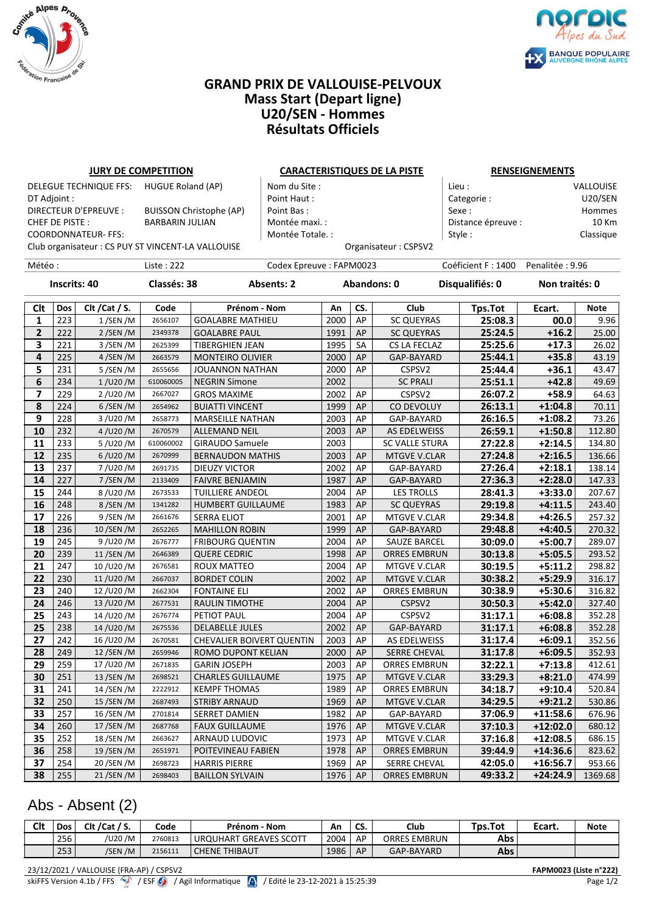# GRAND PRIX DE VALLOUISE-PELVOUX
## Mass Start (Depart ligne)
## U20/SEN - Hommes
## Résultats Officiels

**JURY DE COMPETITION**

DELEGUE TECHNIQUE FFS: HUGUE Roland (AP)
DT Adjoint :
DIRECTEUR D'EPREUVE : BUISSON Christophe (AP)
CHEF DE PISTE : BARBARIN JULIAN
COORDONNATEUR- FFS:
Club organisateur : CS PUY ST VINCENT-LA VALLOUISE

**CARACTERISTIQUES DE LA PISTE**

Nom du Site :
Point Haut :
Point Bas :
Montée maxi. :
Montée Totale. :
Organisateur : CSPSV2

**RENSEIGNEMENTS**

Lieu : VALLOUISE
Categorie : U20/SEN
Sexe : Hommes
Distance épreuve : 10 Km
Style : Classique

Météo : Liste : 222 Codex Epreuve : FAPM0023 Coéficient F : 1400 Penalitée : 9.96

**Inscrits: 40 Classés: 38 Absents: 2 Abandons: 0 Disqualifiés: 0 Non traités: 0**

| Clt | Dos | Clt /Cat / S. | Code | Prénom - Nom | An | CS. | Club | Tps.Tot | Ecart. | Note |
|---|---|---|---|---|---|---|---|---|---|---|
| 1 | 223 | 1 /SEN /M | 2656107 | GOALABRE MATHIEU | 2000 | AP | SC QUEYRAS | 25:08.3 | 00.0 | 9.96 |
| 2 | 222 | 2 /SEN /M | 2349378 | GOALABRE PAUL | 1991 | AP | SC QUEYRAS | 25:24.5 | +16.2 | 25.00 |
| 3 | 221 | 3 /SEN /M | 2625399 | TIBERGHIEN JEAN | 1995 | SA | CS LA FECLAZ | 25:25.6 | +17.3 | 26.02 |
| 4 | 225 | 4 /SEN /M | 2663579 | MONTEIRO OLIVIER | 2000 | AP | GAP-BAYARD | 25:44.1 | +35.8 | 43.19 |
| 5 | 231 | 5 /SEN /M | 2655656 | JOUANNON NATHAN | 2000 | AP | CSPSV2 | 25:44.4 | +36.1 | 43.47 |
| 6 | 234 | 1 /U20 /M | 610060005 | NEGRIN Simone | 2002 | | SC PRALI | 25:51.1 | +42.8 | 49.69 |
| 7 | 229 | 2 /U20 /M | 2667027 | GROS MAXIME | 2002 | AP | CSPSV2 | 26:07.2 | +58.9 | 64.63 |
| 8 | 224 | 6 /SEN /M | 2654962 | BUIATTI VINCENT | 1999 | AP | CO DEVOLUY | 26:13.1 | +1:04.8 | 70.11 |
| 9 | 228 | 3 /U20 /M | 2658773 | MARSEILLE NATHAN | 2003 | AP | GAP-BAYARD | 26:16.5 | +1:08.2 | 73.26 |
| 10 | 232 | 4 /U20 /M | 2670579 | ALLEMAND NEIL | 2003 | AP | AS EDELWEISS | 26:59.1 | +1:50.8 | 112.80 |
| 11 | 233 | 5 /U20 /M | 610060002 | GIRAUDO Samuele | 2003 | | SC VALLE STURA | 27:22.8 | +2:14.5 | 134.80 |
| 12 | 235 | 6 /U20 /M | 2670999 | BERNAUDON MATHIS | 2003 | AP | MTGVE V.CLAR | 27:24.8 | +2:16.5 | 136.66 |
| 13 | 237 | 7 /U20 /M | 2691735 | DIEUZY VICTOR | 2002 | AP | GAP-BAYARD | 27:26.4 | +2:18.1 | 138.14 |
| 14 | 227 | 7 /SEN /M | 2133409 | FAIVRE BENJAMIN | 1987 | AP | GAP-BAYARD | 27:36.3 | +2:28.0 | 147.33 |
| 15 | 244 | 8 /U20 /M | 2673533 | TUILLIERE ANDEOL | 2004 | AP | LES TROLLS | 28:41.3 | +3:33.0 | 207.67 |
| 16 | 248 | 8 /SEN /M | 1341282 | HUMBERT GUILLAUME | 1983 | AP | SC QUEYRAS | 29:19.8 | +4:11.5 | 243.40 |
| 17 | 226 | 9 /SEN /M | 2661676 | SERRA ELIOT | 2001 | AP | MTGVE V.CLAR | 29:34.8 | +4:26.5 | 257.32 |
| 18 | 236 | 10 /SEN /M | 2652265 | MAHILLON ROBIN | 1999 | AP | GAP-BAYARD | 29:48.8 | +4:40.5 | 270.32 |
| 19 | 245 | 9 /U20 /M | 2676777 | FRIBOURG QUENTIN | 2004 | AP | SAUZE BARCEL | 30:09.0 | +5:00.7 | 289.07 |
| 20 | 239 | 11 /SEN /M | 2646389 | QUERE CEDRIC | 1998 | AP | ORRES EMBRUN | 30:13.8 | +5:05.5 | 293.52 |
| 21 | 247 | 10 /U20 /M | 2676581 | ROUX MATTEO | 2004 | AP | MTGVE V.CLAR | 30:19.5 | +5:11.2 | 298.82 |
| 22 | 230 | 11 /U20 /M | 2667037 | BORDET COLIN | 2002 | AP | MTGVE V.CLAR | 30:38.2 | +5:29.9 | 316.17 |
| 23 | 240 | 12 /U20 /M | 2662304 | FONTAINE ELI | 2002 | AP | ORRES EMBRUN | 30:38.9 | +5:30.6 | 316.82 |
| 24 | 246 | 13 /U20 /M | 2677531 | RAULIN TIMOTHE | 2004 | AP | CSPSV2 | 30:50.3 | +5:42.0 | 327.40 |
| 25 | 243 | 14 /U20 /M | 2676774 | PETIOT PAUL | 2004 | AP | CSPSV2 | 31:17.1 | +6:08.8 | 352.28 |
| 25 | 238 | 14 /U20 /M | 2675536 | DELABELLE JULES | 2002 | AP | GAP-BAYARD | 31:17.1 | +6:08.8 | 352.28 |
| 27 | 242 | 16 /U20 /M | 2670581 | CHEVALIER BOIVERT QUENTIN | 2003 | AP | AS EDELWEISS | 31:17.4 | +6:09.1 | 352.56 |
| 28 | 249 | 12 /SEN /M | 2659946 | ROMO DUPONT KELIAN | 2000 | AP | SERRE CHEVAL | 31:17.8 | +6:09.5 | 352.93 |
| 29 | 259 | 17 /U20 /M | 2671835 | GARIN JOSEPH | 2003 | AP | ORRES EMBRUN | 32:22.1 | +7:13.8 | 412.61 |
| 30 | 251 | 13 /SEN /M | 2698521 | CHARLES GUILLAUME | 1975 | AP | MTGVE V.CLAR | 33:29.3 | +8:21.0 | 474.99 |
| 31 | 241 | 14 /SEN /M | 2222912 | KEMPF THOMAS | 1989 | AP | ORRES EMBRUN | 34:18.7 | +9:10.4 | 520.84 |
| 32 | 250 | 15 /SEN /M | 2687493 | STRIBY ARNAUD | 1969 | AP | MTGVE V.CLAR | 34:29.5 | +9:21.2 | 530.86 |
| 33 | 257 | 16 /SEN /M | 2701814 | SERRET DAMIEN | 1982 | AP | GAP-BAYARD | 37:06.9 | +11:58.6 | 676.96 |
| 34 | 260 | 17 /SEN /M | 2687768 | FAUX GUILLAUME | 1976 | AP | MTGVE V.CLAR | 37:10.3 | +12:02.0 | 680.12 |
| 35 | 252 | 18 /SEN /M | 2663627 | ARNAUD LUDOVIC | 1973 | AP | MTGVE V.CLAR | 37:16.8 | +12:08.5 | 686.15 |
| 36 | 258 | 19 /SEN /M | 2651971 | POITEVINEAU FABIEN | 1978 | AP | ORRES EMBRUN | 39:44.9 | +14:36.6 | 823.62 |
| 37 | 254 | 20 /SEN /M | 2698723 | HARRIS PIERRE | 1969 | AP | SERRE CHEVAL | 42:05.0 | +16:56.7 | 953.66 |
| 38 | 255 | 21 /SEN /M | 2698403 | BAILLON SYLVAIN | 1976 | AP | ORRES EMBRUN | 49:33.2 | +24:24.9 | 1369.68 |

## Abs - Absent (2)

| Clt | Dos | Clt /Cat / S. | Code | Prénom - Nom | An | CS. | Club | Tps.Tot | Ecart. | Note |
|---|---|---|---|---|---|---|---|---|---|---|
| | 256 | /U20 /M | 2760813 | URQUHART GREAVES SCOTT | 2004 | AP | ORRES EMBRUN | Abs | | |
| | 253 | /SEN /M | 2156111 | CHENE THIBAUT | 1986 | AP | GAP-BAYARD | Abs | | |

23/12/2021 / VALLOUISE (FRA-AP) / CSPSV2 — FAPM0023 (Liste n°222)
skiFFS Version 4.1b / FFS / ESF / Agil Informatique / Edité le 23-12-2021 à 15:25:39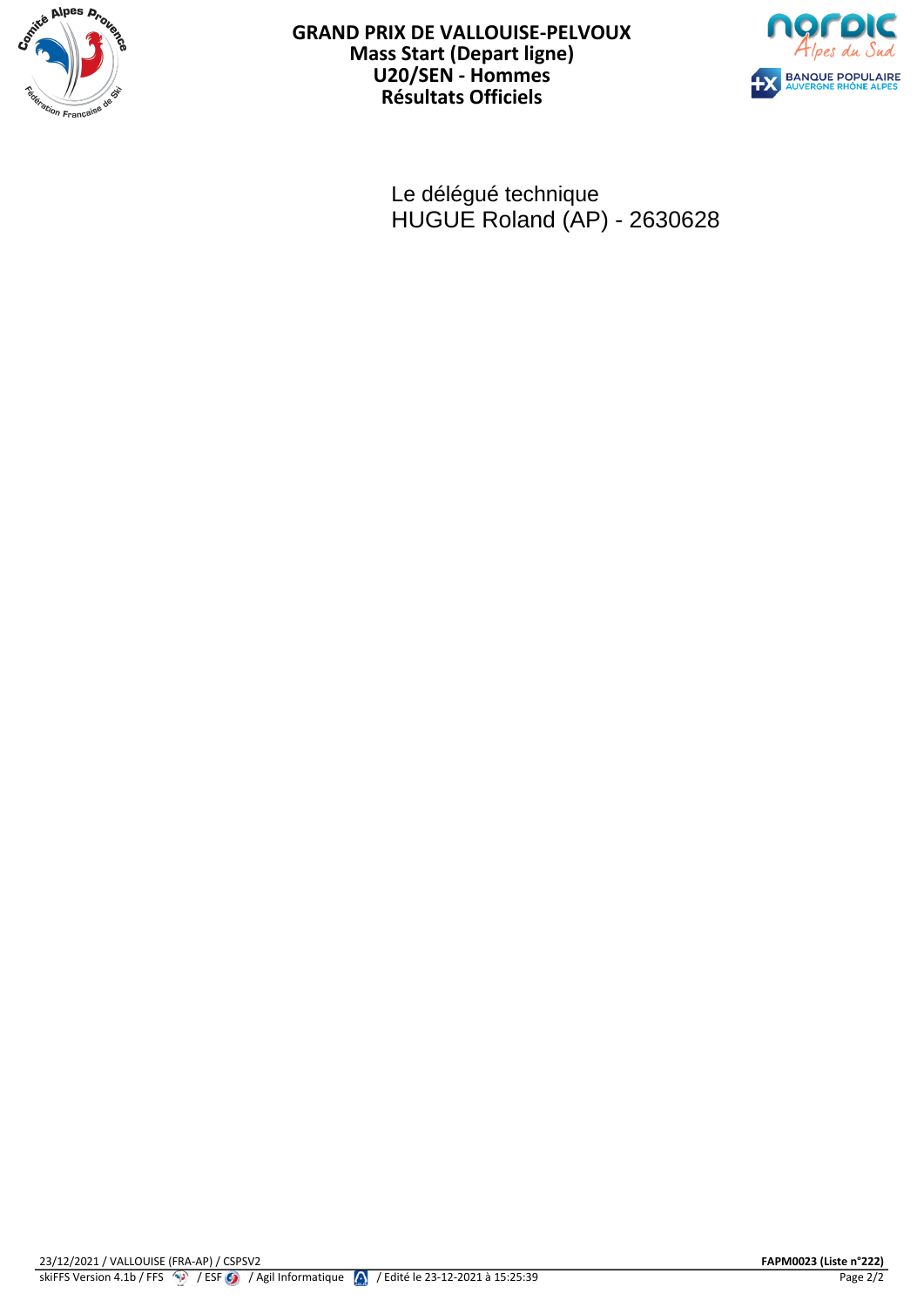Le délégué technique
HUGUE Roland (AP) - 2630628